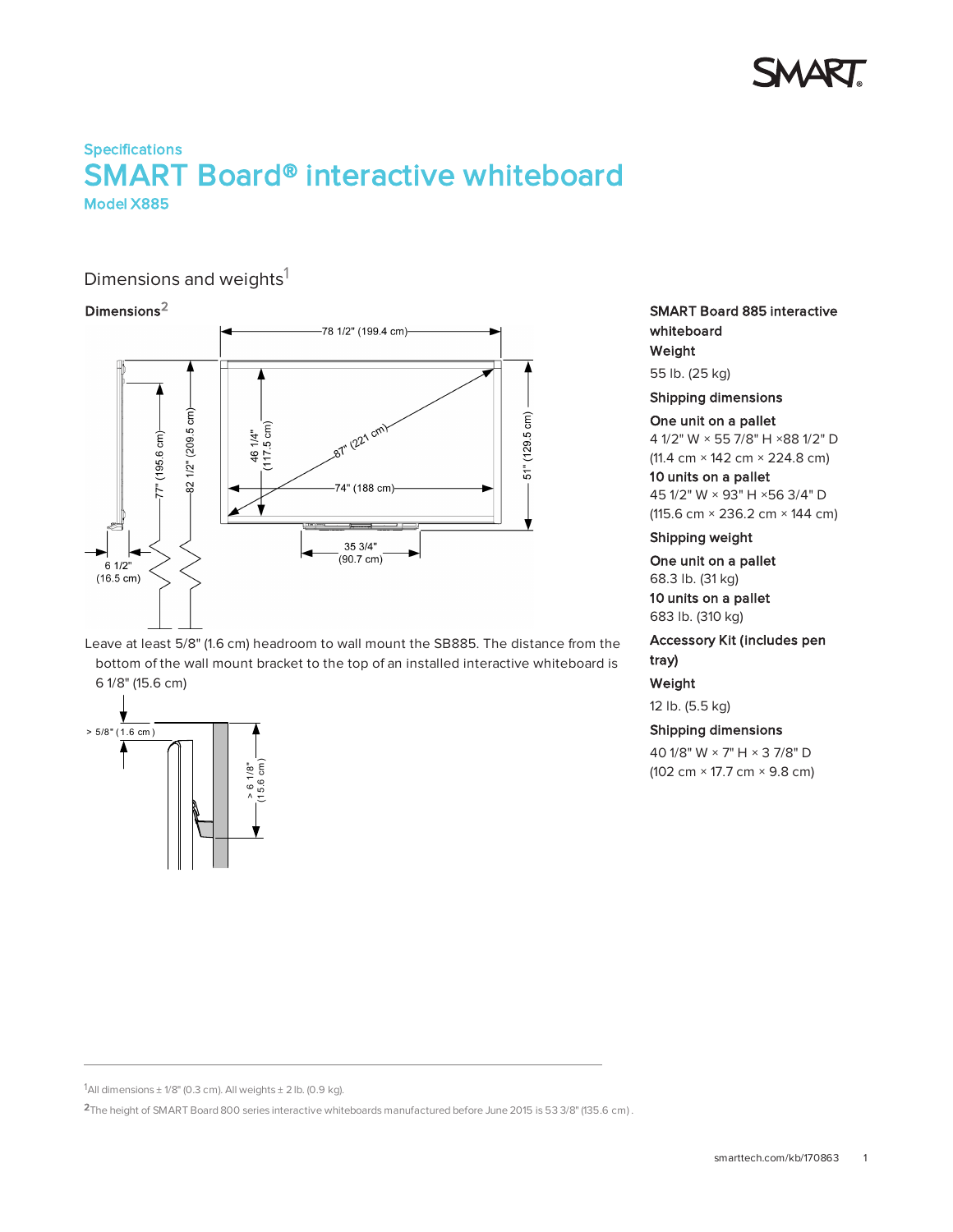Specifications

# SMART Board® interactive whiteboard

**Model X885**

## Dimensions and weights[1]

### Dimensions[2]

Leave at least 5/8" (1.6 cm) headroom to wall mount the SB885. The distance from the bottom of the wall mount bracket to the top of an installed interactive whiteboard is 6 1/8" (15.6 cm)

**SMART Board 885 interactive whiteboard**

**Weight**

55 lb. (25 kg)

**Shipping dimensions**

**One unit on a pallet**
4 1/2" W × 55 7/8" H ×88 1/2" D
(11.4 cm × 142 cm × 224.8 cm)

**10 units on a pallet**
45 1/2" W × 93" H ×56 3/4" D
(115.6 cm × 236.2 cm × 144 cm)

**Shipping weight**

**One unit on a pallet**
68.3 lb. (31 kg)

**10 units on a pallet**
683 lb. (310 kg)

**Accessory Kit (includes pen tray)**

**Weight**

12 lb. (5.5 kg)

**Shipping dimensions**

40 1/8" W × 7" H × 3 7/8" D
(102 cm × 17.7 cm × 9.8 cm)

---

[1] All dimensions ± 1/8" (0.3 cm). All weights ± 2 lb. (0.9 kg).

[2] The height of SMART Board 800 series interactive whiteboards manufactured before June 2015 is 53 3/8" (135.6 cm) .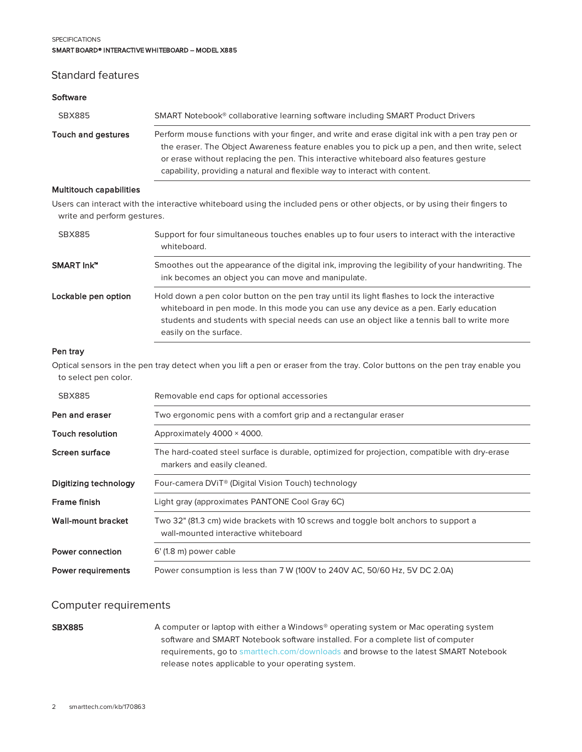## Standard features

### Software

| | |
|---|---|
| SBX885 | SMART Notebook® collaborative learning software including SMART Product Drivers |
| **Touch and gestures** | Perform mouse functions with your finger, and write and erase digital ink with a pen tray pen or the eraser. The Object Awareness feature enables you to pick up a pen, and then write, select or erase without replacing the pen. This interactive whiteboard also features gesture capability, providing a natural and flexible way to interact with content. |

### Multitouch capabilities

Users can interact with the interactive whiteboard using the included pens or other objects, or by using their fingers to write and perform gestures.

| | |
|---|---|
| SBX885 | Support for four simultaneous touches enables up to four users to interact with the interactive whiteboard. |
| **SMART Ink™** | Smoothes out the appearance of the digital ink, improving the legibility of your handwriting. The ink becomes an object you can move and manipulate. |
| **Lockable pen option** | Hold down a pen color button on the pen tray until its light flashes to lock the interactive whiteboard in pen mode. In this mode you can use any device as a pen. Early education students and students with special needs can use an object like a tennis ball to write more easily on the surface. |

### Pen tray

Optical sensors in the pen tray detect when you lift a pen or eraser from the tray. Color buttons on the pen tray enable you to select pen color.

| | |
|---|---|
| SBX885 | Removable end caps for optional accessories |
| **Pen and eraser** | Two ergonomic pens with a comfort grip and a rectangular eraser |
| **Touch resolution** | Approximately 4000 × 4000. |
| **Screen surface** | The hard-coated steel surface is durable, optimized for projection, compatible with dry-erase markers and easily cleaned. |
| **Digitizing technology** | Four-camera DViT® (Digital Vision Touch) technology |
| **Frame finish** | Light gray (approximates PANTONE Cool Gray 6C) |
| **Wall-mount bracket** | Two 32" (81.3 cm) wide brackets with 10 screws and toggle bolt anchors to support a wall-mounted interactive whiteboard |
| **Power connection** | 6' (1.8 m) power cable |
| **Power requirements** | Power consumption is less than 7 W (100V to 240V AC, 50/60 Hz, 5V DC 2.0A) |

## Computer requirements

| | |
|---|---|
| **SBX885** | A computer or laptop with either a Windows® operating system or Mac operating system software and SMART Notebook software installed. For a complete list of computer requirements, go to smarttech.com/downloads and browse to the latest SMART Notebook release notes applicable to your operating system. |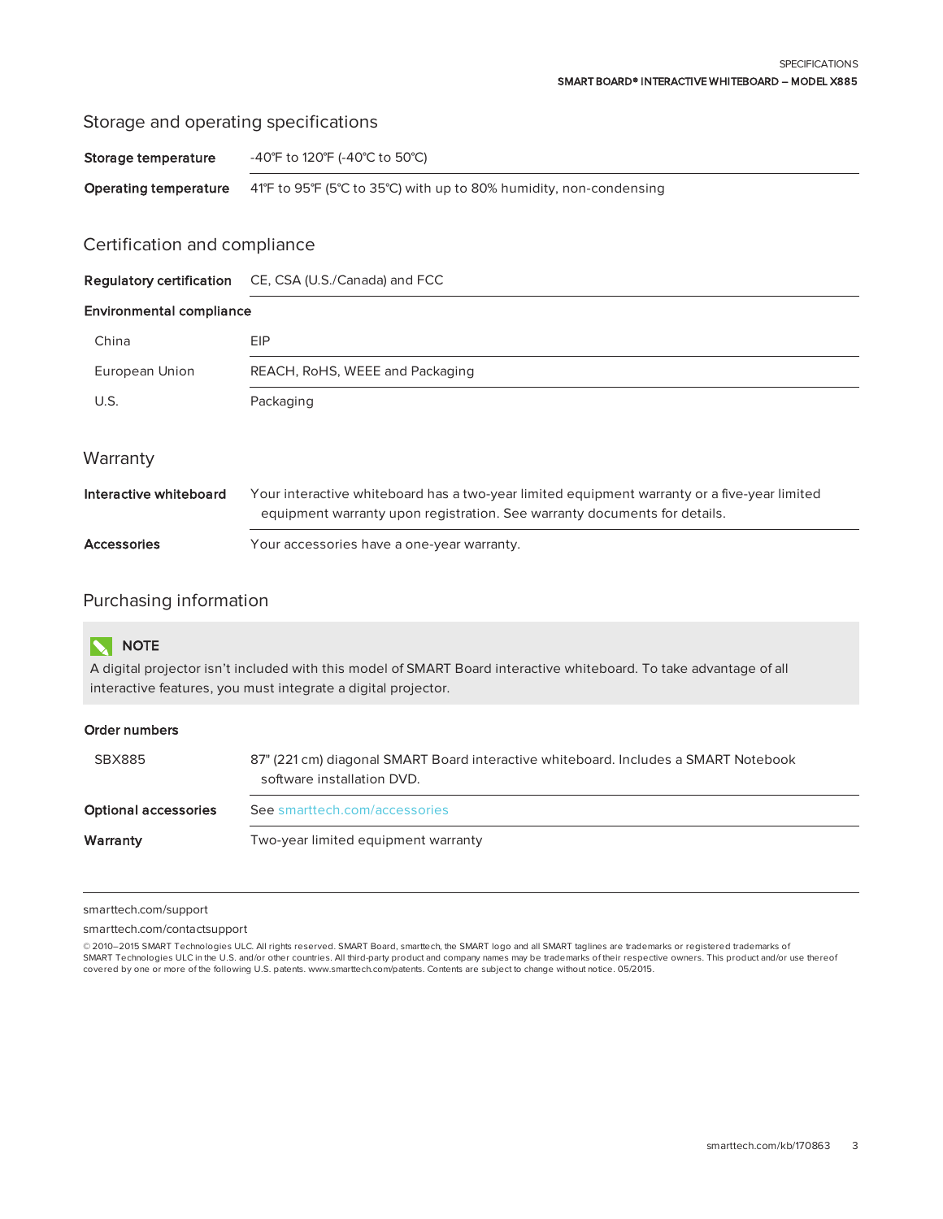## Storage and operating specifications

| | |
|---|---|
| **Storage temperature** | -40°F to 120°F (-40°C to 50°C) |
| **Operating temperature** | 41°F to 95°F (5°C to 35°C) with up to 80% humidity, non-condensing |

## Certification and compliance

| | |
|---|---|
| **Regulatory certification** | CE, CSA (U.S./Canada) and FCC |
| **Environmental compliance** | |
| China | EIP |
| European Union | REACH, RoHS, WEEE and Packaging |
| U.S. | Packaging |

## Warranty

| | |
|---|---|
| **Interactive whiteboard** | Your interactive whiteboard has a two-year limited equipment warranty or a five-year limited equipment warranty upon registration. See warranty documents for details. |
| **Accessories** | Your accessories have a one-year warranty. |

## Purchasing information

> **NOTE**
> A digital projector isn't included with this model of SMART Board interactive whiteboard. To take advantage of all interactive features, you must integrate a digital projector.

| | |
|---|---|
| **Order numbers** | |
| SBX885 | 87" (221 cm) diagonal SMART Board interactive whiteboard. Includes a SMART Notebook software installation DVD. |
| **Optional accessories** | See smarttech.com/accessories |
| **Warranty** | Two-year limited equipment warranty |

smarttech.com/support

smarttech.com/contactsupport

© 2010–2015 SMART Technologies ULC. All rights reserved. SMART Board, smarttech, the SMART logo and all SMART taglines are trademarks or registered trademarks of SMART Technologies ULC in the U.S. and/or other countries. All third-party product and company names may be trademarks of their respective owners. This product and/or use thereof covered by one or more of the following U.S. patents. www.smarttech.com/patents. Contents are subject to change without notice. 05/2015.